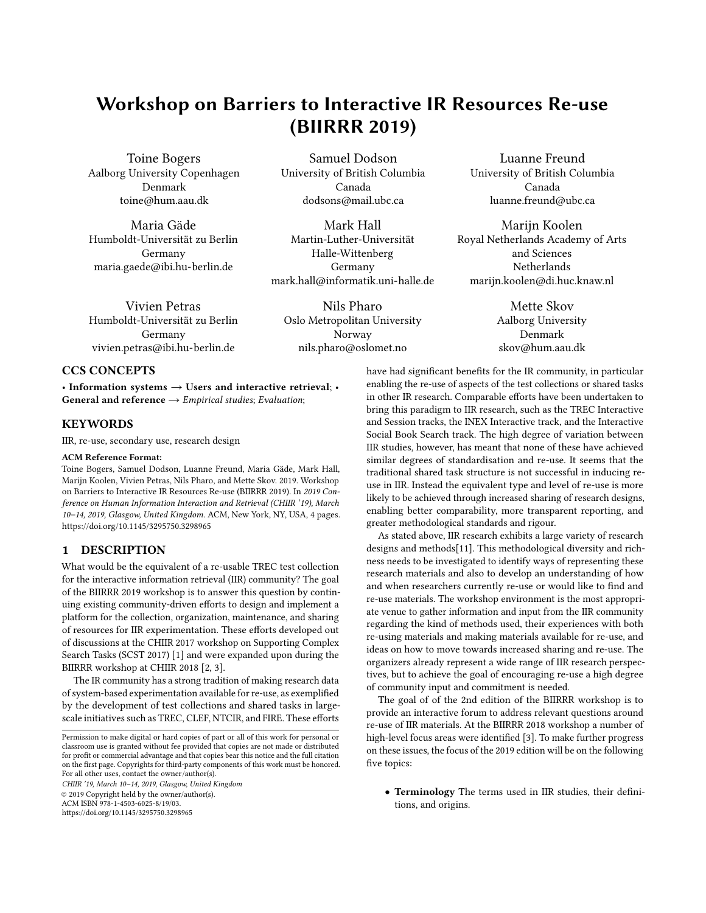# Workshop on Barriers to Interactive IR Resources Re-use (BIIRRR 2019)

Toine Bogers
Aalborg University Copenhagen
Denmark
toine@hum.aau.dk

Samuel Dodson
University of British Columbia
Canada
dodsons@mail.ubc.ca

Luanne Freund
University of British Columbia
Canada
luanne.freund@ubc.ca

Maria Gäde
Humboldt-Universität zu Berlin
Germany
maria.gaede@ibi.hu-berlin.de

Mark Hall
Martin-Luther-Universität Halle-Wittenberg
Germany
mark.hall@informatik.uni-halle.de

Marijn Koolen
Royal Netherlands Academy of Arts and Sciences
Netherlands
marijn.koolen@di.huc.knaw.nl

Vivien Petras
Humboldt-Universität zu Berlin
Germany
vivien.petras@ibi.hu-berlin.de

Nils Pharo
Oslo Metropolitan University
Norway
nils.pharo@oslomet.no

Mette Skov
Aalborg University
Denmark
skov@hum.aau.dk

## CCS CONCEPTS

• **Information systems → Users and interactive retrieval**; • **General and reference →** *Empirical studies*; *Evaluation*;

## KEYWORDS

IIR, re-use, secondary use, research design

**ACM Reference Format:**
Toine Bogers, Samuel Dodson, Luanne Freund, Maria Gäde, Mark Hall, Marijn Koolen, Vivien Petras, Nils Pharo, and Mette Skov. 2019. Workshop on Barriers to Interactive IR Resources Re-use (BIIRRR 2019). In *2019 Conference on Human Information Interaction and Retrieval (CHIIR '19), March 10–14, 2019, Glasgow, United Kingdom.* ACM, New York, NY, USA, 4 pages. https://doi.org/10.1145/3295750.3298965

## 1 DESCRIPTION

What would be the equivalent of a re-usable TREC test collection for the interactive information retrieval (IIR) community? The goal of the BIIRRR 2019 workshop is to answer this question by continuing existing community-driven efforts to design and implement a platform for the collection, organization, maintenance, and sharing of resources for IIR experimentation. These efforts developed out of discussions at the CHIIR 2017 workshop on Supporting Complex Search Tasks (SCST 2017) [1] and were expanded upon during the BIIRRR workshop at CHIIR 2018 [2, 3].

The IR community has a strong tradition of making research data of system-based experimentation available for re-use, as exemplified by the development of test collections and shared tasks in large-scale initiatives such as TREC, CLEF, NTCIR, and FIRE. These efforts have had significant benefits for the IR community, in particular enabling the re-use of aspects of the test collections or shared tasks in other IR research. Comparable efforts have been undertaken to bring this paradigm to IIR research, such as the TREC Interactive and Session tracks, the INEX Interactive track, and the Interactive Social Book Search track. The high degree of variation between IIR studies, however, has meant that none of these have achieved similar degrees of standardisation and re-use. It seems that the traditional shared task structure is not successful in inducing re-use in IIR. Instead the equivalent type and level of re-use is more likely to be achieved through increased sharing of research designs, enabling better comparability, more transparent reporting, and greater methodological standards and rigour.

As stated above, IIR research exhibits a large variety of research designs and methods[11]. This methodological diversity and richness needs to be investigated to identify ways of representing these research materials and also to develop an understanding of how and when researchers currently re-use or would like to find and re-use materials. The workshop environment is the most appropriate venue to gather information and input from the IIR community regarding the kind of methods used, their experiences with both re-using materials and making materials available for re-use, and ideas on how to move towards increased sharing and re-use. The organizers already represent a wide range of IIR research perspectives, but to achieve the goal of encouraging re-use a high degree of community input and commitment is needed.

The goal of of the 2nd edition of the BIIRRR workshop is to provide an interactive forum to address relevant questions around re-use of IIR materials. At the BIIRRR 2018 workshop a number of high-level focus areas were identified [3]. To make further progress on these issues, the focus of the 2019 edition will be on the following five topics:

- **Terminology** The terms used in IIR studies, their definitions, and origins.

Permission to make digital or hard copies of part or all of this work for personal or classroom use is granted without fee provided that copies are not made or distributed for profit or commercial advantage and that copies bear this notice and the full citation on the first page. Copyrights for third-party components of this work must be honored. For all other uses, contact the owner/author(s).
*CHIIR '19, March 10–14, 2019, Glasgow, United Kingdom*
© 2019 Copyright held by the owner/author(s).
ACM ISBN 978-1-4503-6025-8/19/03.
https://doi.org/10.1145/3295750.3298965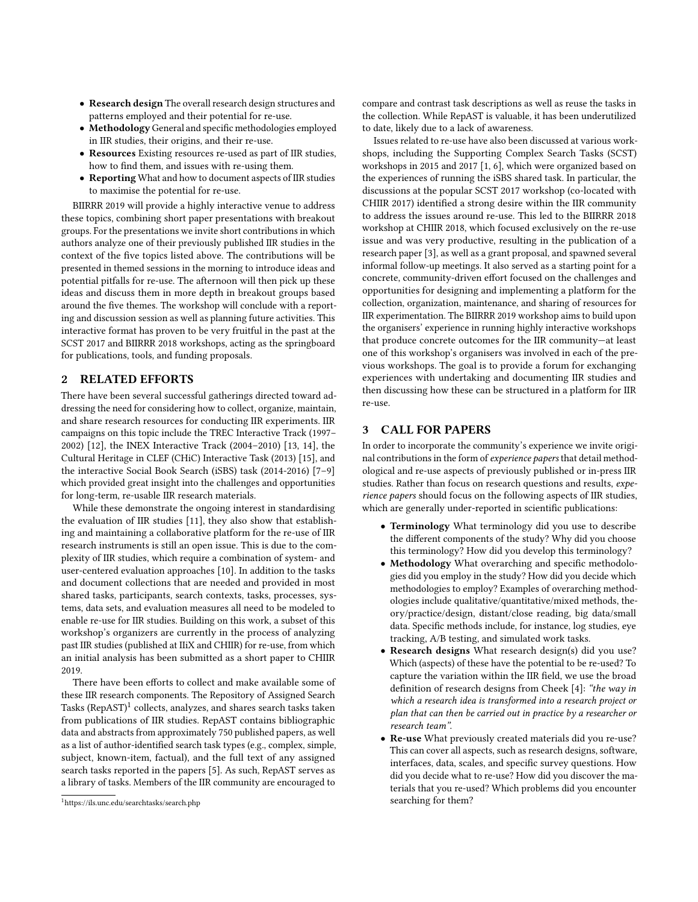- **Research design** The overall research design structures and patterns employed and their potential for re-use.
- **Methodology** General and specific methodologies employed in IIR studies, their origins, and their re-use.
- **Resources** Existing resources re-used as part of IIR studies, how to find them, and issues with re-using them.
- **Reporting** What and how to document aspects of IIR studies to maximise the potential for re-use.

BIIRRR 2019 will provide a highly interactive venue to address these topics, combining short paper presentations with breakout groups. For the presentations we invite short contributions in which authors analyze one of their previously published IIR studies in the context of the five topics listed above. The contributions will be presented in themed sessions in the morning to introduce ideas and potential pitfalls for re-use. The afternoon will then pick up these ideas and discuss them in more depth in breakout groups based around the five themes. The workshop will conclude with a reporting and discussion session as well as planning future activities. This interactive format has proven to be very fruitful in the past at the SCST 2017 and BIIRRR 2018 workshops, acting as the springboard for publications, tools, and funding proposals.

## 2 RELATED EFFORTS

There have been several successful gatherings directed toward addressing the need for considering how to collect, organize, maintain, and share research resources for conducting IIR experiments. IIR campaigns on this topic include the TREC Interactive Track (1997–2002) [12], the INEX Interactive Track (2004–2010) [13, 14], the Cultural Heritage in CLEF (CHiC) Interactive Task (2013) [15], and the interactive Social Book Search (iSBS) task (2014-2016) [7–9] which provided great insight into the challenges and opportunities for long-term, re-usable IIR research materials.

While these demonstrate the ongoing interest in standardising the evaluation of IIR studies [11], they also show that establishing and maintaining a collaborative platform for the re-use of IIR research instruments is still an open issue. This is due to the complexity of IIR studies, which require a combination of system- and user-centered evaluation approaches [10]. In addition to the tasks and document collections that are needed and provided in most shared tasks, participants, search contexts, tasks, processes, systems, data sets, and evaluation measures all need to be modeled to enable re-use for IIR studies. Building on this work, a subset of this workshop's organizers are currently in the process of analyzing past IIR studies (published at IIiX and CHIIR) for re-use, from which an initial analysis has been submitted as a short paper to CHIIR 2019.

There have been efforts to collect and make available some of these IIR research components. The Repository of Assigned Search Tasks (RepAST)[1] collects, analyzes, and shares search tasks taken from publications of IIR studies. RepAST contains bibliographic data and abstracts from approximately 750 published papers, as well as a list of author-identified search task types (e.g., complex, simple, subject, known-item, factual), and the full text of any assigned search tasks reported in the papers [5]. As such, RepAST serves as a library of tasks. Members of the IIR community are encouraged to compare and contrast task descriptions as well as reuse the tasks in the collection. While RepAST is valuable, it has been underutilized to date, likely due to a lack of awareness.

Issues related to re-use have also been discussed at various workshops, including the Supporting Complex Search Tasks (SCST) workshops in 2015 and 2017 [1, 6], which were organized based on the experiences of running the iSBS shared task. In particular, the discussions at the popular SCST 2017 workshop (co-located with CHIIR 2017) identified a strong desire within the IIR community to address the issues around re-use. This led to the BIIRRR 2018 workshop at CHIIR 2018, which focused exclusively on the re-use issue and was very productive, resulting in the publication of a research paper [3], as well as a grant proposal, and spawned several informal follow-up meetings. It also served as a starting point for a concrete, community-driven effort focused on the challenges and opportunities for designing and implementing a platform for the collection, organization, maintenance, and sharing of resources for IIR experimentation. The BIIRRR 2019 workshop aims to build upon the organisers' experience in running highly interactive workshops that produce concrete outcomes for the IIR community—at least one of this workshop's organisers was involved in each of the previous workshops. The goal is to provide a forum for exchanging experiences with undertaking and documenting IIR studies and then discussing how these can be structured in a platform for IIR re-use.

## 3 CALL FOR PAPERS

In order to incorporate the community's experience we invite original contributions in the form of *experience papers* that detail methodological and re-use aspects of previously published or in-press IIR studies. Rather than focus on research questions and results, *experience papers* should focus on the following aspects of IIR studies, which are generally under-reported in scientific publications:

- **Terminology** What terminology did you use to describe the different components of the study? Why did you choose this terminology? How did you develop this terminology?
- **Methodology** What overarching and specific methodologies did you employ in the study? How did you decide which methodologies to employ? Examples of overarching methodologies include qualitative/quantitative/mixed methods, theory/practice/design, distant/close reading, big data/small data. Specific methods include, for instance, log studies, eye tracking, A/B testing, and simulated work tasks.
- **Research designs** What research design(s) did you use? Which (aspects) of these have the potential to be re-used? To capture the variation within the IIR field, we use the broad definition of research designs from Cheek [4]: *"the way in which a research idea is transformed into a research project or plan that can then be carried out in practice by a researcher or research team"*.
- **Re-use** What previously created materials did you re-use? This can cover all aspects, such as research designs, software, interfaces, data, scales, and specific survey questions. How did you decide what to re-use? How did you discover the materials that you re-used? Which problems did you encounter searching for them?

[1] https://ils.unc.edu/searchtasks/search.php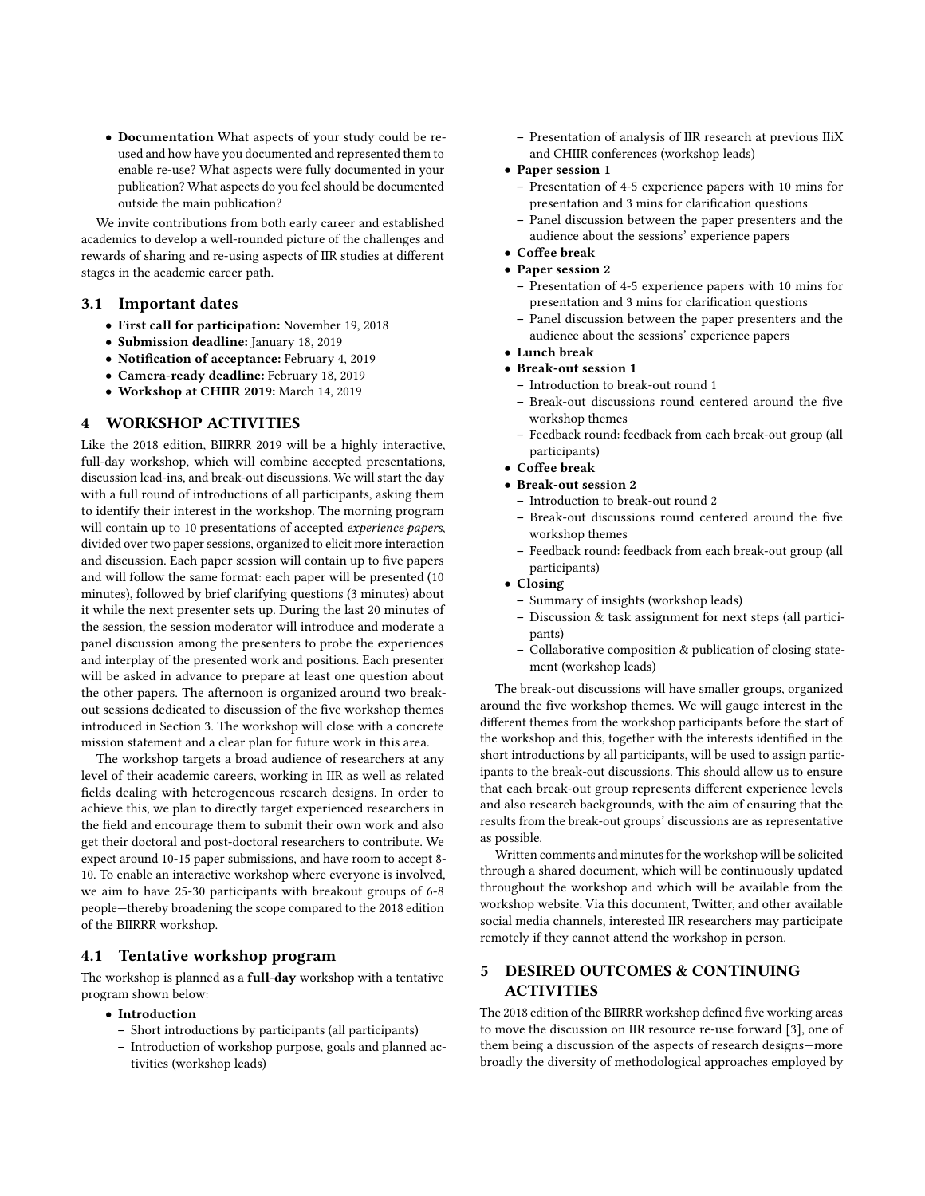- **Documentation** What aspects of your study could be re-used and how have you documented and represented them to enable re-use? What aspects were fully documented in your publication? What aspects do you feel should be documented outside the main publication?

We invite contributions from both early career and established academics to develop a well-rounded picture of the challenges and rewards of sharing and re-using aspects of IIR studies at different stages in the academic career path.

### 3.1 Important dates

- **First call for participation:** November 19, 2018
- **Submission deadline:** January 18, 2019
- **Notification of acceptance:** February 4, 2019
- **Camera-ready deadline:** February 18, 2019
- **Workshop at CHIIR 2019:** March 14, 2019

## 4 WORKSHOP ACTIVITIES

Like the 2018 edition, BIIRRR 2019 will be a highly interactive, full-day workshop, which will combine accepted presentations, discussion lead-ins, and break-out discussions. We will start the day with a full round of introductions of all participants, asking them to identify their interest in the workshop. The morning program will contain up to 10 presentations of accepted *experience papers*, divided over two paper sessions, organized to elicit more interaction and discussion. Each paper session will contain up to five papers and will follow the same format: each paper will be presented (10 minutes), followed by brief clarifying questions (3 minutes) about it while the next presenter sets up. During the last 20 minutes of the session, the session moderator will introduce and moderate a panel discussion among the presenters to probe the experiences and interplay of the presented work and positions. Each presenter will be asked in advance to prepare at least one question about the other papers. The afternoon is organized around two break-out sessions dedicated to discussion of the five workshop themes introduced in Section 3. The workshop will close with a concrete mission statement and a clear plan for future work in this area.

The workshop targets a broad audience of researchers at any level of their academic careers, working in IIR as well as related fields dealing with heterogeneous research designs. In order to achieve this, we plan to directly target experienced researchers in the field and encourage them to submit their own work and also get their doctoral and post-doctoral researchers to contribute. We expect around 10-15 paper submissions, and have room to accept 8-10. To enable an interactive workshop where everyone is involved, we aim to have 25-30 participants with breakout groups of 6-8 people—thereby broadening the scope compared to the 2018 edition of the BIIRRR workshop.

### 4.1 Tentative workshop program

The workshop is planned as a **full-day** workshop with a tentative program shown below:

- **Introduction**
  - Short introductions by participants (all participants)
  - Introduction of workshop purpose, goals and planned activities (workshop leads)
  - Presentation of analysis of IIR research at previous IIiX and CHIIR conferences (workshop leads)
- **Paper session 1**
  - Presentation of 4-5 experience papers with 10 mins for presentation and 3 mins for clarification questions
  - Panel discussion between the paper presenters and the audience about the sessions' experience papers
- **Coffee break**
- **Paper session 2**
  - Presentation of 4-5 experience papers with 10 mins for presentation and 3 mins for clarification questions
  - Panel discussion between the paper presenters and the audience about the sessions' experience papers
- **Lunch break**
- **Break-out session 1**
  - Introduction to break-out round 1
  - Break-out discussions round centered around the five workshop themes
  - Feedback round: feedback from each break-out group (all participants)
- **Coffee break**
- **Break-out session 2**
  - Introduction to break-out round 2
  - Break-out discussions round centered around the five workshop themes
  - Feedback round: feedback from each break-out group (all participants)
- **Closing**
  - Summary of insights (workshop leads)
  - Discussion & task assignment for next steps (all participants)
  - Collaborative composition & publication of closing statement (workshop leads)

The break-out discussions will have smaller groups, organized around the five workshop themes. We will gauge interest in the different themes from the workshop participants before the start of the workshop and this, together with the interests identified in the short introductions by all participants, will be used to assign participants to the break-out discussions. This should allow us to ensure that each break-out group represents different experience levels and also research backgrounds, with the aim of ensuring that the results from the break-out groups' discussions are as representative as possible.

Written comments and minutes for the workshop will be solicited through a shared document, which will be continuously updated throughout the workshop and which will be available from the workshop website. Via this document, Twitter, and other available social media channels, interested IIR researchers may participate remotely if they cannot attend the workshop in person.

## 5 DESIRED OUTCOMES & CONTINUING ACTIVITIES

The 2018 edition of the BIIRRR workshop defined five working areas to move the discussion on IIR resource re-use forward [3], one of them being a discussion of the aspects of research designs—more broadly the diversity of methodological approaches employed by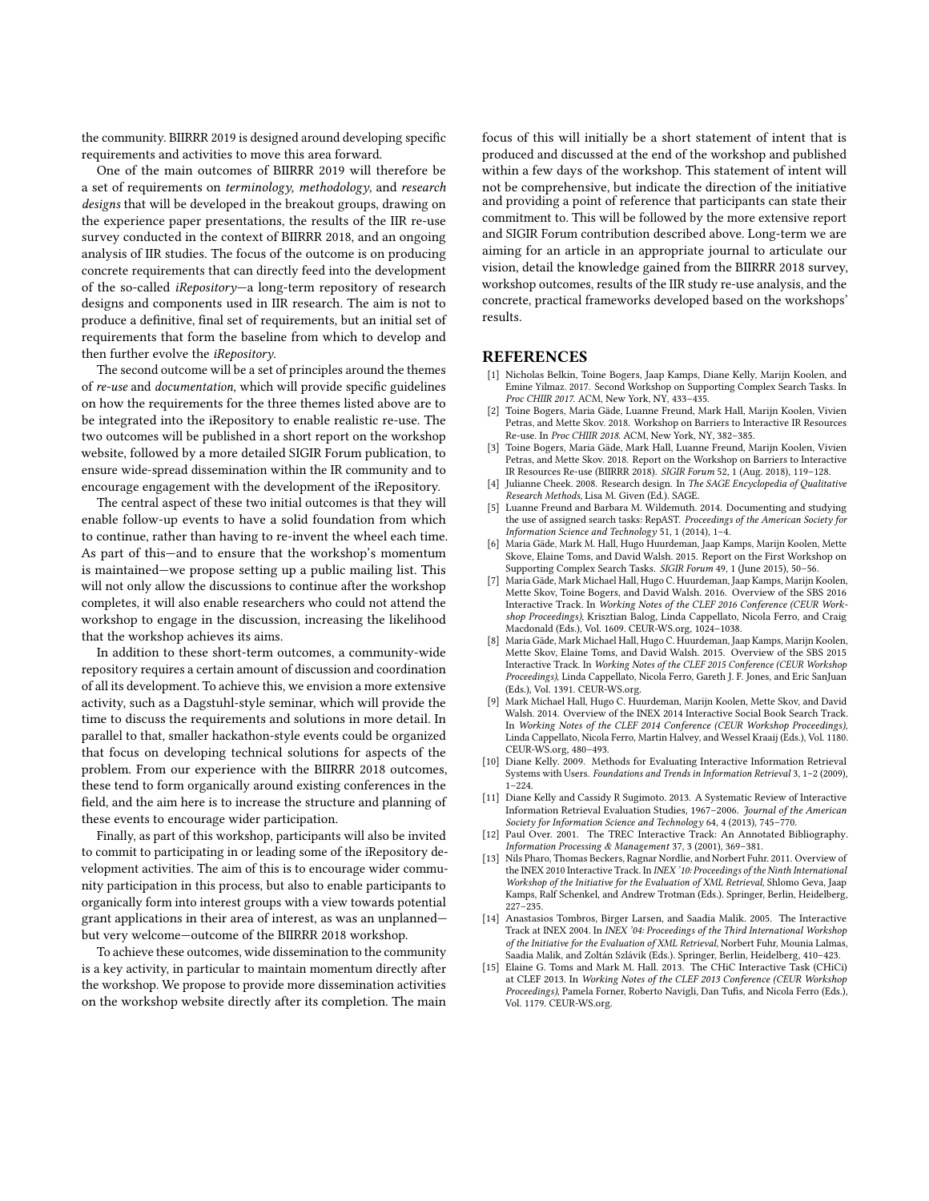the community. BIIRRR 2019 is designed around developing specific requirements and activities to move this area forward.

One of the main outcomes of BIIRRR 2019 will therefore be a set of requirements on *terminology*, *methodology*, and *research designs* that will be developed in the breakout groups, drawing on the experience paper presentations, the results of the IIR re-use survey conducted in the context of BIIRRR 2018, and an ongoing analysis of IIR studies. The focus of the outcome is on producing concrete requirements that can directly feed into the development of the so-called *iRepository*—a long-term repository of research designs and components used in IIR research. The aim is not to produce a definitive, final set of requirements, but an initial set of requirements that form the baseline from which to develop and then further evolve the *iRepository*.

The second outcome will be a set of principles around the themes of *re-use* and *documentation*, which will provide specific guidelines on how the requirements for the three themes listed above are to be integrated into the iRepository to enable realistic re-use. The two outcomes will be published in a short report on the workshop website, followed by a more detailed SIGIR Forum publication, to ensure wide-spread dissemination within the IR community and to encourage engagement with the development of the iRepository.

The central aspect of these two initial outcomes is that they will enable follow-up events to have a solid foundation from which to continue, rather than having to re-invent the wheel each time. As part of this—and to ensure that the workshop's momentum is maintained—we propose setting up a public mailing list. This will not only allow the discussions to continue after the workshop completes, it will also enable researchers who could not attend the workshop to engage in the discussion, increasing the likelihood that the workshop achieves its aims.

In addition to these short-term outcomes, a community-wide repository requires a certain amount of discussion and coordination of all its development. To achieve this, we envision a more extensive activity, such as a Dagstuhl-style seminar, which will provide the time to discuss the requirements and solutions in more detail. In parallel to that, smaller hackathon-style events could be organized that focus on developing technical solutions for aspects of the problem. From our experience with the BIIRRR 2018 outcomes, these tend to form organically around existing conferences in the field, and the aim here is to increase the structure and planning of these events to encourage wider participation.

Finally, as part of this workshop, participants will also be invited to commit to participating in or leading some of the iRepository development activities. The aim of this is to encourage wider community participation in this process, but also to enable participants to organically form into interest groups with a view towards potential grant applications in their area of interest, as was an unplanned—but very welcome—outcome of the BIIRRR 2018 workshop.

To achieve these outcomes, wide dissemination to the community is a key activity, in particular to maintain momentum directly after the workshop. We propose to provide more dissemination activities on the workshop website directly after its completion. The main focus of this will initially be a short statement of intent that is produced and discussed at the end of the workshop and published within a few days of the workshop. This statement of intent will not be comprehensive, but indicate the direction of the initiative and providing a point of reference that participants can state their commitment to. This will be followed by the more extensive report and SIGIR Forum contribution described above. Long-term we are aiming for an article in an appropriate journal to articulate our vision, detail the knowledge gained from the BIIRRR 2018 survey, workshop outcomes, results of the IIR study re-use analysis, and the concrete, practical frameworks developed based on the workshops' results.

## REFERENCES

[1] Nicholas Belkin, Toine Bogers, Jaap Kamps, Diane Kelly, Marijn Koolen, and Emine Yilmaz. 2017. Second Workshop on Supporting Complex Search Tasks. In *Proc CHIIR 2017*. ACM, New York, NY, 433–435.

[2] Toine Bogers, Maria Gäde, Luanne Freund, Mark Hall, Marijn Koolen, Vivien Petras, and Mette Skov. 2018. Workshop on Barriers to Interactive IR Resources Re-use. In *Proc CHIIR 2018*. ACM, New York, NY, 382–385.

[3] Toine Bogers, Maria Gäde, Mark Hall, Luanne Freund, Marijn Koolen, Vivien Petras, and Mette Skov. 2018. Report on the Workshop on Barriers to Interactive IR Resources Re-use (BIIRRR 2018). *SIGIR Forum* 52, 1 (Aug. 2018), 119–128.

[4] Julianne Cheek. 2008. Research design. In *The SAGE Encyclopedia of Qualitative Research Methods*, Lisa M. Given (Ed.). SAGE.

[5] Luanne Freund and Barbara M. Wildemuth. 2014. Documenting and studying the use of assigned search tasks: RepAST. *Proceedings of the American Society for Information Science and Technology* 51, 1 (2014), 1–4.

[6] Maria Gäde, Mark M. Hall, Hugo Huurdeman, Jaap Kamps, Marijn Koolen, Mette Skove, Elaine Toms, and David Walsh. 2015. Report on the First Workshop on Supporting Complex Search Tasks. *SIGIR Forum* 49, 1 (June 2015), 50–56.

[7] Maria Gäde, Mark Michael Hall, Hugo C. Huurdeman, Jaap Kamps, Marijn Koolen, Mette Skov, Toine Bogers, and David Walsh. 2016. Overview of the SBS 2016 Interactive Track. In *Working Notes of the CLEF 2016 Conference (CEUR Workshop Proceedings)*, Krisztian Balog, Linda Cappellato, Nicola Ferro, and Craig Macdonald (Eds.), Vol. 1609. CEUR-WS.org, 1024–1038.

[8] Maria Gäde, Mark Michael Hall, Hugo C. Huurdeman, Jaap Kamps, Marijn Koolen, Mette Skov, Elaine Toms, and David Walsh. 2015. Overview of the SBS 2015 Interactive Track. In *Working Notes of the CLEF 2015 Conference (CEUR Workshop Proceedings)*, Linda Cappellato, Nicola Ferro, Gareth J. F. Jones, and Eric SanJuan (Eds.), Vol. 1391. CEUR-WS.org.

[9] Mark Michael Hall, Hugo C. Huurdeman, Marijn Koolen, Mette Skov, and David Walsh. 2014. Overview of the INEX 2014 Interactive Social Book Search Track. In *Working Notes of the CLEF 2014 Conference (CEUR Workshop Proceedings)*, Linda Cappellato, Nicola Ferro, Martin Halvey, and Wessel Kraaij (Eds.), Vol. 1180. CEUR-WS.org, 480–493.

[10] Diane Kelly. 2009. Methods for Evaluating Interactive Information Retrieval Systems with Users. *Foundations and Trends in Information Retrieval* 3, 1–2 (2009), 1–224.

[11] Diane Kelly and Cassidy R Sugimoto. 2013. A Systematic Review of Interactive Information Retrieval Evaluation Studies, 1967–2006. *Journal of the American Society for Information Science and Technology* 64, 4 (2013), 745–770.

[12] Paul Over. 2001. The TREC Interactive Track: An Annotated Bibliography. *Information Processing & Management* 37, 3 (2001), 369–381.

[13] Nils Pharo, Thomas Beckers, Ragnar Nordlie, and Norbert Fuhr. 2011. Overview of the INEX 2010 Interactive Track. In *INEX '10: Proceedings of the Ninth International Workshop of the Initiative for the Evaluation of XML Retrieval*, Shlomo Geva, Jaap Kamps, Ralf Schenkel, and Andrew Trotman (Eds.). Springer, Berlin, Heidelberg, 227–235.

[14] Anastasios Tombros, Birger Larsen, and Saadia Malik. 2005. The Interactive Track at INEX 2004. In *INEX '04: Proceedings of the Third International Workshop of the Initiative for the Evaluation of XML Retrieval*, Norbert Fuhr, Mounia Lalmas, Saadia Malik, and Zoltán Szlávik (Eds.). Springer, Berlin, Heidelberg, 410–423.

[15] Elaine G. Toms and Mark M. Hall. 2013. The CHiC Interactive Task (CHiCi) at CLEF 2013. In *Working Notes of the CLEF 2013 Conference (CEUR Workshop Proceedings)*, Pamela Forner, Roberto Navigli, Dan Tufis, and Nicola Ferro (Eds.), Vol. 1179. CEUR-WS.org.